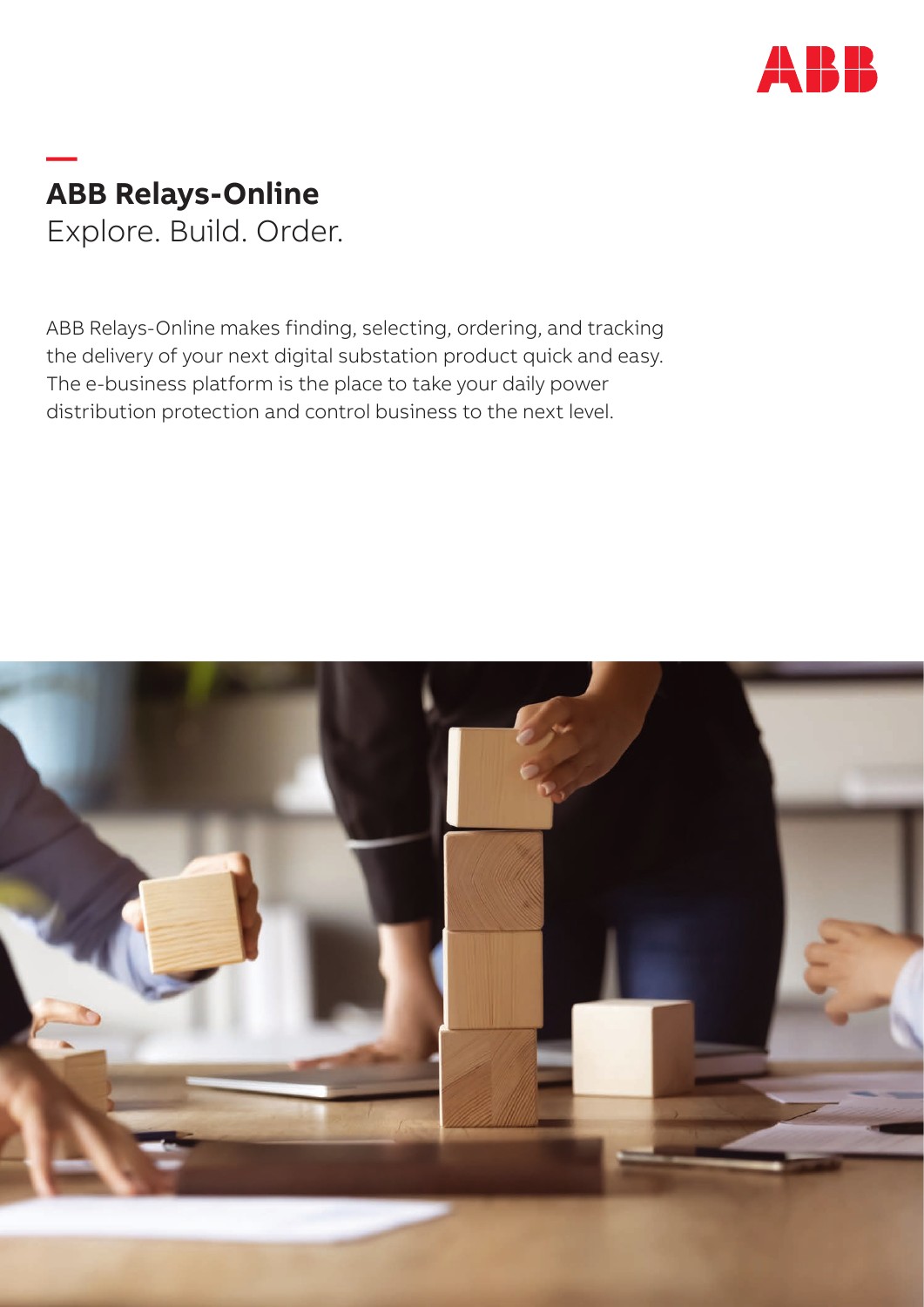# ABB Relays-Online

Explore. Build. Order.

ABB Relays-Online makes finding, selecting, ordering, and tracking the delivery of your next digital substation product quick and easy. The e-business platform is the place to take your daily power distribution protection and control business to the next level.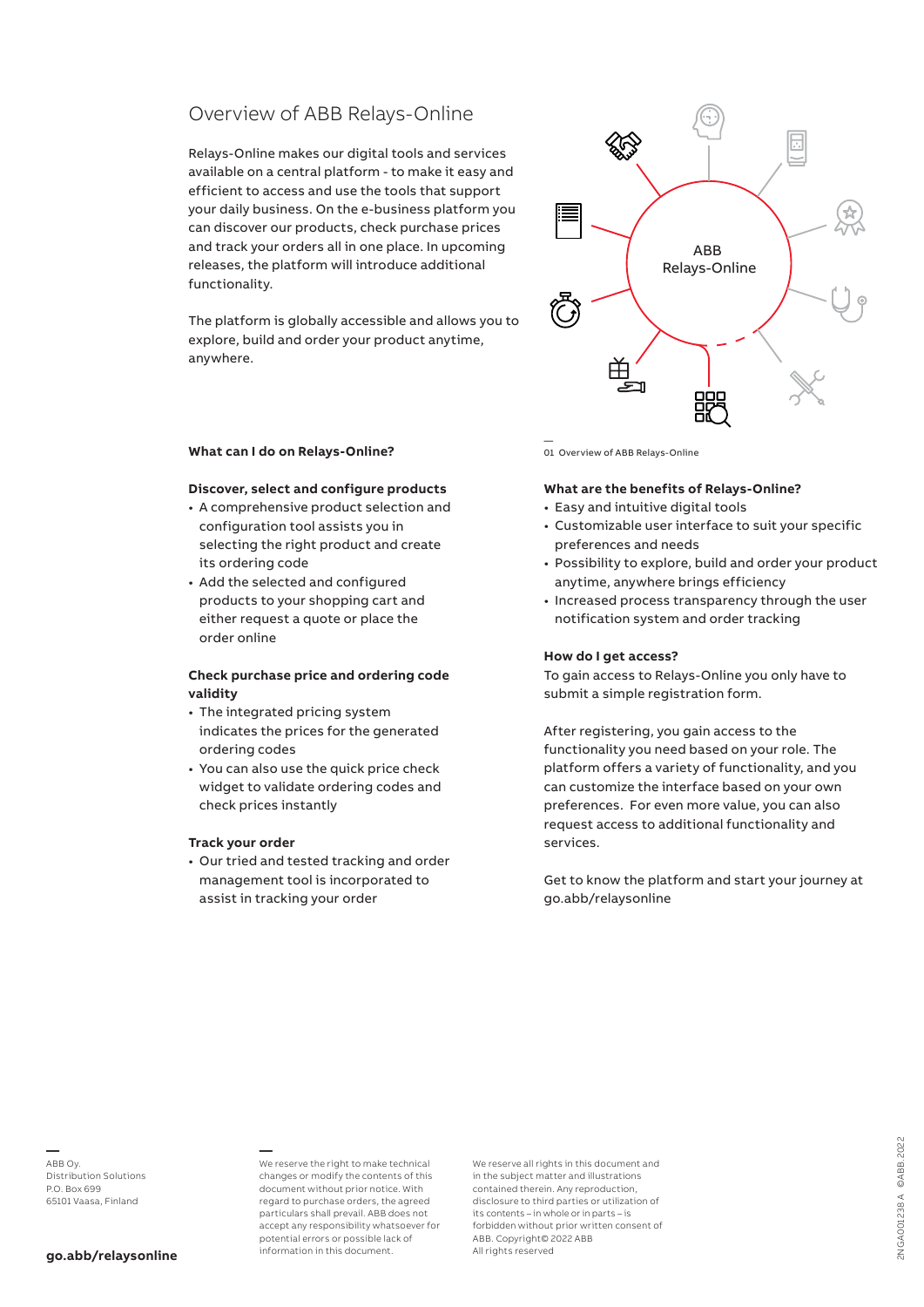## Overview of ABB Relays-Online

Relays-Online makes our digital tools and services available on a central platform - to make it easy and efficient to access and use the tools that support your daily business. On the e-business platform you can discover our products, check purchase prices and track your orders all in one place. In upcoming releases, the platform will introduce additional functionality.

The platform is globally accessible and allows you to explore, build and order your product anytime, anywhere.

ABB
Relays-Online

01 Overview of ABB Relays-Online

### What can I do on Relays-Online?

**Discover, select and configure products**

- A comprehensive product selection and configuration tool assists you in selecting the right product and create its ordering code
- Add the selected and configured products to your shopping cart and either request a quote or place the order online

**Check purchase price and ordering code validity**

- The integrated pricing system indicates the prices for the generated ordering codes
- You can also use the quick price check widget to validate ordering codes and check prices instantly

**Track your order**

- Our tried and tested tracking and order management tool is incorporated to assist in tracking your order

### What are the benefits of Relays-Online?

- Easy and intuitive digital tools
- Customizable user interface to suit your specific preferences and needs
- Possibility to explore, build and order your product anytime, anywhere brings efficiency
- Increased process transparency through the user notification system and order tracking

### How do I get access?

To gain access to Relays-Online you only have to submit a simple registration form.

After registering, you gain access to the functionality you need based on your role. The platform offers a variety of functionality, and you can customize the interface based on your own preferences. For even more value, you can also request access to additional functionality and services.

Get to know the platform and start your journey at go.abb/relaysonline

ABB Oy.
Distribution Solutions
P.O. Box 699
65101 Vaasa, Finland

**go.abb/relaysonline**

We reserve the right to make technical changes or modify the contents of this document without prior notice. With regard to purchase orders, the agreed particulars shall prevail. ABB does not accept any responsibility whatsoever for potential errors or possible lack of information in this document.

We reserve all rights in this document and in the subject matter and illustrations contained therein. Any reproduction, disclosure to third parties or utilization of its contents – in whole or in parts – is forbidden without prior written consent of ABB. Copyright© 2022 ABB
All rights reserved

2NGA001238 A ©ABB 2022